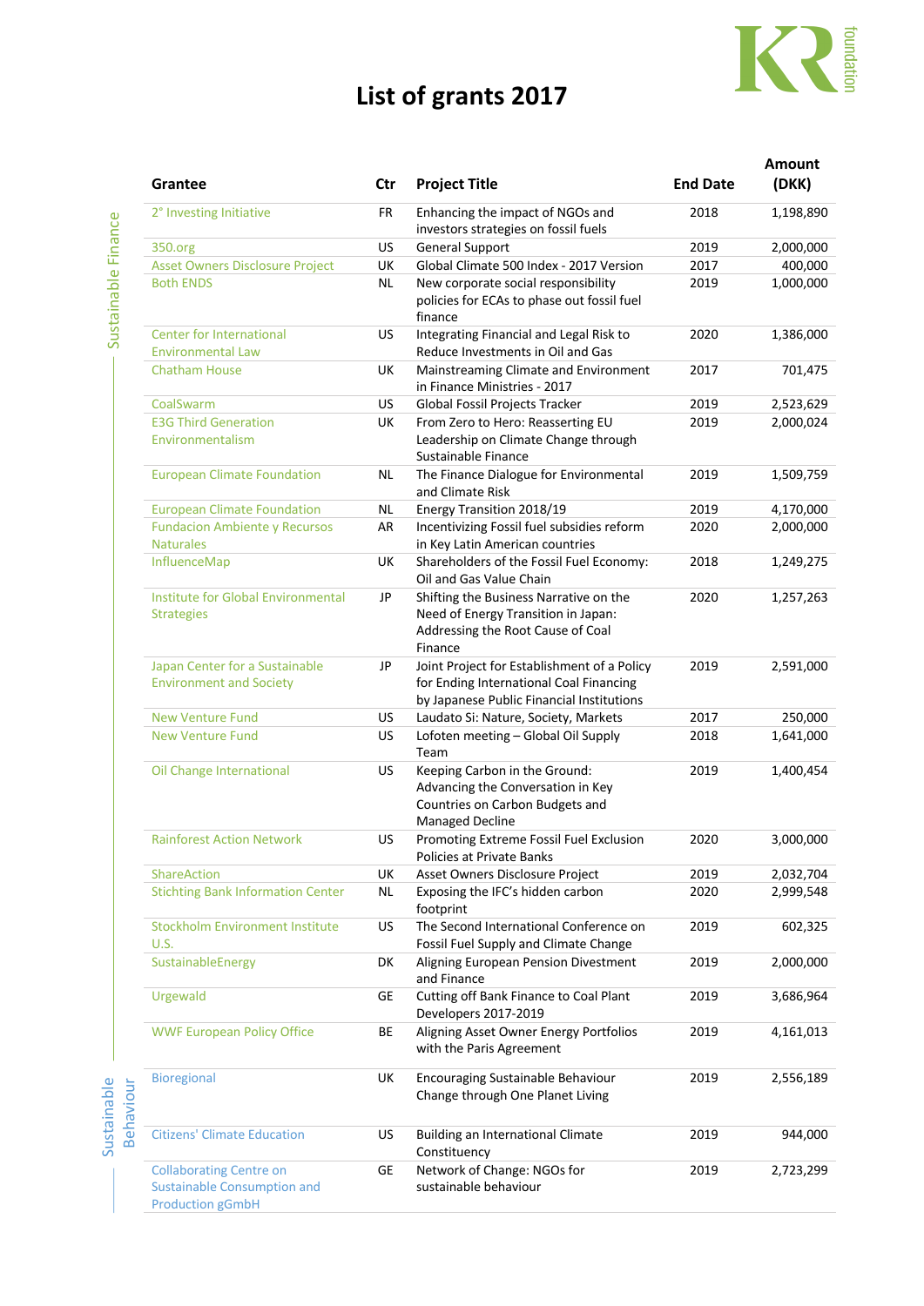# List of grants 2017

| | Grantee | Ctr | Project Title | End Date | Amount (DKK) |
|---|---|---|---|---|---|
| Sustainable Finance | 2° Investing Initiative | FR | Enhancing the impact of NGOs and investors strategies on fossil fuels | 2018 | 1,198,890 |
| | 350.org | US | General Support | 2019 | 2,000,000 |
| | Asset Owners Disclosure Project | UK | Global Climate 500 Index - 2017 Version | 2017 | 400,000 |
| | Both ENDS | NL | New corporate social responsibility policies for ECAs to phase out fossil fuel finance | 2019 | 1,000,000 |
| | Center for International Environmental Law | US | Integrating Financial and Legal Risk to Reduce Investments in Oil and Gas | 2020 | 1,386,000 |
| | Chatham House | UK | Mainstreaming Climate and Environment in Finance Ministries - 2017 | 2017 | 701,475 |
| | CoalSwarm | US | Global Fossil Projects Tracker | 2019 | 2,523,629 |
| | E3G Third Generation Environmentalism | UK | From Zero to Hero: Reasserting EU Leadership on Climate Change through Sustainable Finance | 2019 | 2,000,024 |
| | European Climate Foundation | NL | The Finance Dialogue for Environmental and Climate Risk | 2019 | 1,509,759 |
| | European Climate Foundation | NL | Energy Transition 2018/19 | 2019 | 4,170,000 |
| | Fundacion Ambiente y Recursos Naturales | AR | Incentivizing Fossil fuel subsidies reform in Key Latin American countries | 2020 | 2,000,000 |
| | InfluenceMap | UK | Shareholders of the Fossil Fuel Economy: Oil and Gas Value Chain | 2018 | 1,249,275 |
| | Institute for Global Environmental Strategies | JP | Shifting the Business Narrative on the Need of Energy Transition in Japan: Addressing the Root Cause of Coal Finance | 2020 | 1,257,263 |
| | Japan Center for a Sustainable Environment and Society | JP | Joint Project for Establishment of a Policy for Ending International Coal Financing by Japanese Public Financial Institutions | 2019 | 2,591,000 |
| | New Venture Fund | US | Laudato Si: Nature, Society, Markets | 2017 | 250,000 |
| | New Venture Fund | US | Lofoten meeting – Global Oil Supply Team | 2018 | 1,641,000 |
| | Oil Change International | US | Keeping Carbon in the Ground: Advancing the Conversation in Key Countries on Carbon Budgets and Managed Decline | 2019 | 1,400,454 |
| | Rainforest Action Network | US | Promoting Extreme Fossil Fuel Exclusion Policies at Private Banks | 2020 | 3,000,000 |
| | ShareAction | UK | Asset Owners Disclosure Project | 2019 | 2,032,704 |
| | Stichting Bank Information Center | NL | Exposing the IFC's hidden carbon footprint | 2020 | 2,999,548 |
| | Stockholm Environment Institute U.S. | US | The Second International Conference on Fossil Fuel Supply and Climate Change | 2019 | 602,325 |
| | SustainableEnergy | DK | Aligning European Pension Divestment and Finance | 2019 | 2,000,000 |
| | Urgewald | GE | Cutting off Bank Finance to Coal Plant Developers 2017-2019 | 2019 | 3,686,964 |
| | WWF European Policy Office | BE | Aligning Asset Owner Energy Portfolios with the Paris Agreement | 2019 | 4,161,013 |
| Sustainable Behaviour | Bioregional | UK | Encouraging Sustainable Behaviour Change through One Planet Living | 2019 | 2,556,189 |
| | Citizens' Climate Education | US | Building an International Climate Constituency | 2019 | 944,000 |
| | Collaborating Centre on Sustainable Consumption and Production gGmbH | GE | Network of Change: NGOs for sustainable behaviour | 2019 | 2,723,299 |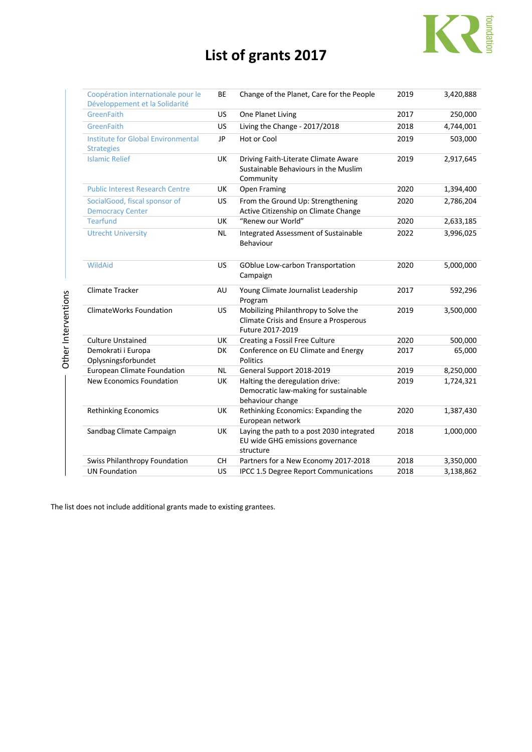# List of grants 2017

| | | | | | |
|---|---|---|---|---|---|
| | Coopération internationale pour le Développement et la Solidarité | BE | Change of the Planet, Care for the People | 2019 | 3,420,888 |
| | GreenFaith | US | One Planet Living | 2017 | 250,000 |
| | GreenFaith | US | Living the Change - 2017/2018 | 2018 | 4,744,001 |
| | Institute for Global Environmental Strategies | JP | Hot or Cool | 2019 | 503,000 |
| | Islamic Relief | UK | Driving Faith-Literate Climate Aware Sustainable Behaviours in the Muslim Community | 2019 | 2,917,645 |
| | Public Interest Research Centre | UK | Open Framing | 2020 | 1,394,400 |
| | SocialGood, fiscal sponsor of Democracy Center | US | From the Ground Up: Strengthening Active Citizenship on Climate Change | 2020 | 2,786,204 |
| | Tearfund | UK | "Renew our World" | 2020 | 2,633,185 |
| | Utrecht University | NL | Integrated Assessment of Sustainable Behaviour | 2022 | 3,996,025 |
| | WildAid | US | GOblue Low-carbon Transportation Campaign | 2020 | 5,000,000 |
| Other Interventions | Climate Tracker | AU | Young Climate Journalist Leadership Program | 2017 | 592,296 |
| Other Interventions | ClimateWorks Foundation | US | Mobilizing Philanthropy to Solve the Climate Crisis and Ensure a Prosperous Future 2017-2019 | 2019 | 3,500,000 |
| Other Interventions | Culture Unstained | UK | Creating a Fossil Free Culture | 2020 | 500,000 |
| Other Interventions | Demokrati i Europa Oplysningsforbundet | DK | Conference on EU Climate and Energy Politics | 2017 | 65,000 |
| Other Interventions | European Climate Foundation | NL | General Support 2018-2019 | 2019 | 8,250,000 |
| Other Interventions | New Economics Foundation | UK | Halting the deregulation drive: Democratic law-making for sustainable behaviour change | 2019 | 1,724,321 |
| Other Interventions | Rethinking Economics | UK | Rethinking Economics: Expanding the European network | 2020 | 1,387,430 |
| Other Interventions | Sandbag Climate Campaign | UK | Laying the path to a post 2030 integrated EU wide GHG emissions governance structure | 2018 | 1,000,000 |
| Other Interventions | Swiss Philanthropy Foundation | CH | Partners for a New Economy 2017-2018 | 2018 | 3,350,000 |
| Other Interventions | UN Foundation | US | IPCC 1.5 Degree Report Communications | 2018 | 3,138,862 |

The list does not include additional grants made to existing grantees.